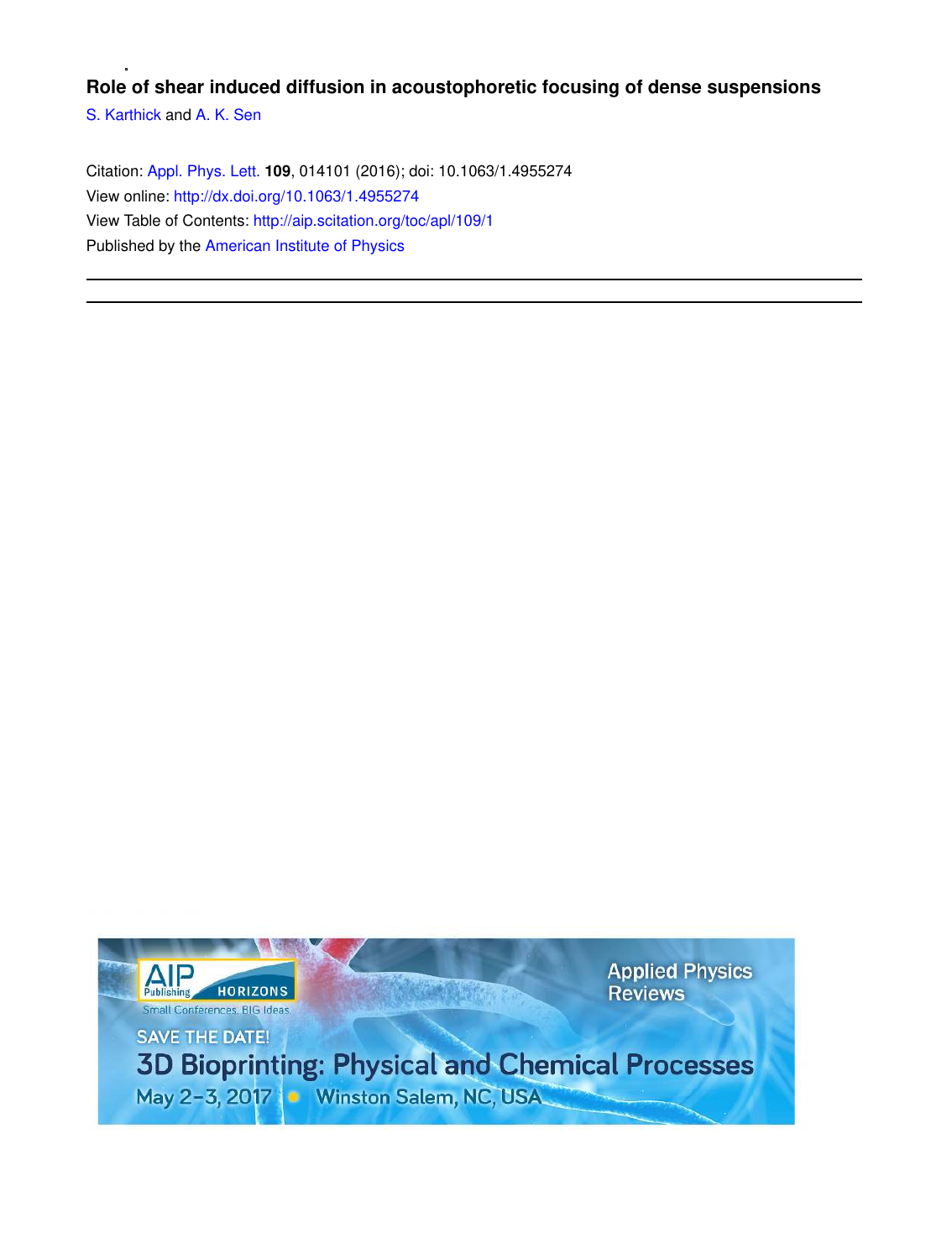**Role of shear induced diffusion in acoustophoretic focusing of dense suspensions**

S. Karthick and A. K. Sen

Citation: Appl. Phys. Lett. **109**, 014101 (2016); doi: 10.1063/1.4955274

View online: http://dx.doi.org/10.1063/1.4955274

View Table of Contents: http://aip.scitation.org/toc/apl/109/1

Published by the American Institute of Physics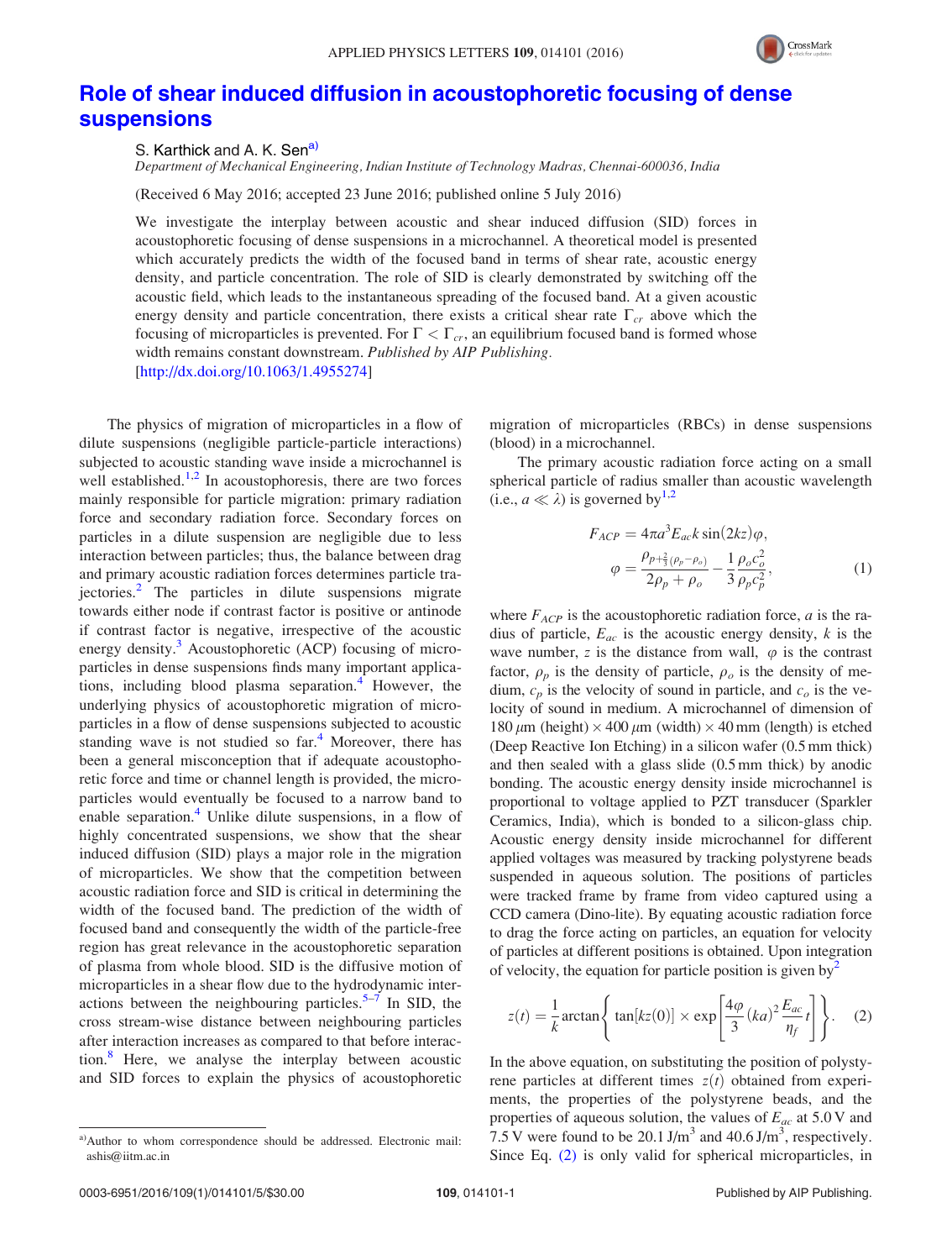# Role of shear induced diffusion in acoustophoretic focusing of dense suspensions

S. Karthick and A. K. Sen[a)]

*Department of Mechanical Engineering, Indian Institute of Technology Madras, Chennai-600036, India*

(Received 6 May 2016; accepted 23 June 2016; published online 5 July 2016)

We investigate the interplay between acoustic and shear induced diffusion (SID) forces in acoustophoretic focusing of dense suspensions in a microchannel. A theoretical model is presented which accurately predicts the width of the focused band in terms of shear rate, acoustic energy density, and particle concentration. The role of SID is clearly demonstrated by switching off the acoustic field, which leads to the instantaneous spreading of the focused band. At a given acoustic energy density and particle concentration, there exists a critical shear rate $\Gamma_{cr}$ above which the focusing of microparticles is prevented. For $\Gamma < \Gamma_{cr}$, an equilibrium focused band is formed whose width remains constant downstream. *Published by AIP Publishing.* [http://dx.doi.org/10.1063/1.4955274]

The physics of migration of microparticles in a flow of dilute suspensions (negligible particle-particle interactions) subjected to acoustic standing wave inside a microchannel is well established.[1,2] In acoustophoresis, there are two forces mainly responsible for particle migration: primary radiation force and secondary radiation force. Secondary forces on particles in a dilute suspension are negligible due to less interaction between particles; thus, the balance between drag and primary acoustic radiation forces determines particle trajectories.[2] The particles in dilute suspensions migrate towards either node if contrast factor is positive or antinode if contrast factor is negative, irrespective of the acoustic energy density.[3] Acoustophoretic (ACP) focusing of microparticles in dense suspensions finds many important applications, including blood plasma separation.[4] However, the underlying physics of acoustophoretic migration of microparticles in a flow of dense suspensions subjected to acoustic standing wave is not studied so far.[4] Moreover, there has been a general misconception that if adequate acoustophoretic force and time or channel length is provided, the microparticles would eventually be focused to a narrow band to enable separation.[4] Unlike dilute suspensions, in a flow of highly concentrated suspensions, we show that the shear induced diffusion (SID) plays a major role in the migration of microparticles. We show that the competition between acoustic radiation force and SID is critical in determining the width of the focused band. The prediction of the width of focused band and consequently the width of the particle-free region has great relevance in the acoustophoretic separation of plasma from whole blood. SID is the diffusive motion of microparticles in a shear flow due to the hydrodynamic interactions between the neighbouring particles.[5–7] In SID, the cross stream-wise distance between neighbouring particles after interaction increases as compared to that before interaction.[8] Here, we analyse the interplay between acoustic and SID forces to explain the physics of acoustophoretic migration of microparticles (RBCs) in dense suspensions (blood) in a microchannel.

The primary acoustic radiation force acting on a small spherical particle of radius smaller than acoustic wavelength (i.e., $a \ll \lambda$) is governed by[1,2]

$$F_{ACP} = 4\pi a^3 E_{ac} k \sin(2kz)\varphi,$$
$$\varphi = \frac{\rho_{p+\frac{2}{3}(\rho_p-\rho_o)}}{2\rho_p+\rho_o} - \frac{1}{3}\frac{\rho_o c_o^2}{\rho_p c_p^2}, \tag{1}$$

where $F_{ACP}$ is the acoustophoretic radiation force, $a$ is the radius of particle, $E_{ac}$ is the acoustic energy density, $k$ is the wave number, $z$ is the distance from wall, $\varphi$ is the contrast factor, $\rho_p$ is the density of particle, $\rho_o$ is the density of medium, $c_p$ is the velocity of sound in particle, and $c_o$ is the velocity of sound in medium. A microchannel of dimension of 180 $\mu$m (height) $\times$ 400 $\mu$m (width) $\times$ 40 mm (length) is etched (Deep Reactive Ion Etching) in a silicon wafer (0.5 mm thick) and then sealed with a glass slide (0.5 mm thick) by anodic bonding. The acoustic energy density inside microchannel is proportional to voltage applied to PZT transducer (Sparkler Ceramics, India), which is bonded to a silicon-glass chip. Acoustic energy density inside microchannel for different applied voltages was measured by tracking polystyrene beads suspended in aqueous solution. The positions of particles were tracked frame by frame from video captured using a CCD camera (Dino-lite). By equating acoustic radiation force to drag the force acting on particles, an equation for velocity of particles at different positions is obtained. Upon integration of velocity, the equation for particle position is given by[2]

$$z(t) = \frac{1}{k}\arctan\left\{\tan[kz(0)] \times \exp\left[\frac{4\varphi}{3}(ka)^2\frac{E_{ac}}{\eta_f}t\right]\right\}. \tag{2}$$

In the above equation, on substituting the position of polystyrene particles at different times $z(t)$ obtained from experiments, the properties of the polystyrene beads, and the properties of aqueous solution, the values of $E_{ac}$ at 5.0 V and 7.5 V were found to be 20.1 J/m$^3$ and 40.6 J/m$^3$, respectively. Since Eq. (2) is only valid for spherical microparticles, in

---

[a)] Author to whom correspondence should be addressed. Electronic mail: ashis@iitm.ac.in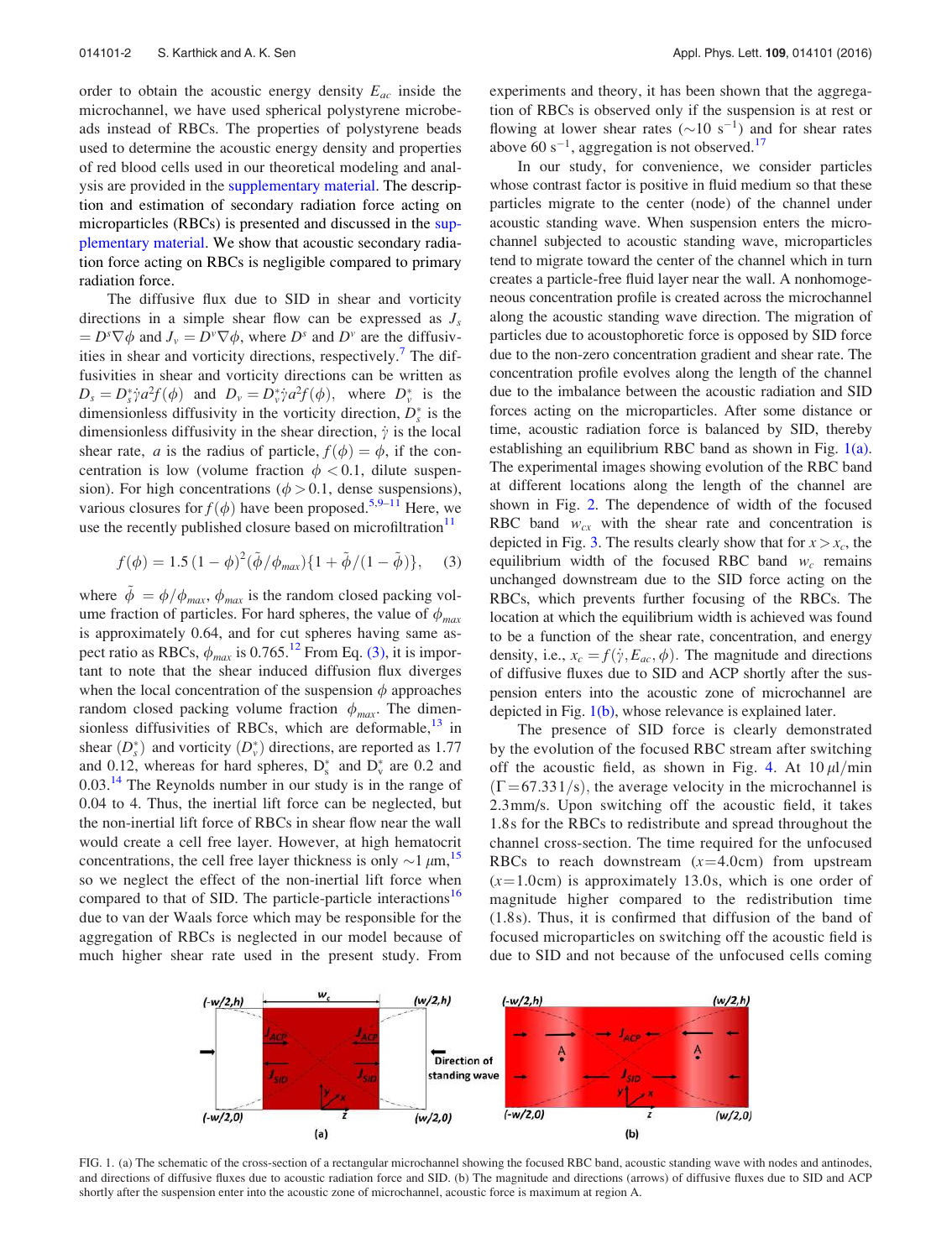order to obtain the acoustic energy density $E_{ac}$ inside the microchannel, we have used spherical polystyrene microbeads instead of RBCs. The properties of polystyrene beads used to determine the acoustic energy density and properties of red blood cells used in our theoretical modeling and analysis are provided in the supplementary material. The description and estimation of secondary radiation force acting on microparticles (RBCs) is presented and discussed in the supplementary material. We show that acoustic secondary radiation force acting on RBCs is negligible compared to primary radiation force.

The diffusive flux due to SID in shear and vorticity directions in a simple shear flow can be expressed as $J_s = D^s \nabla \phi$ and $J_v = D^v \nabla \phi$, where $D^s$ and $D^v$ are the diffusivities in shear and vorticity directions, respectively.[7] The diffusivities in shear and vorticity directions can be written as $D_s = D_s^* \dot{\gamma} a^2 f(\phi)$ and $D_v = D_v^* \dot{\gamma} a^2 f(\phi)$, where $D_v^*$ is the dimensionless diffusivity in the vorticity direction, $D_s^*$ is the dimensionless diffusivity in the shear direction, $\dot{\gamma}$ is the local shear rate, $a$ is the radius of particle, $f(\phi) = \phi$, if the concentration is low (volume fraction $\phi < 0.1$, dilute suspension). For high concentrations ($\phi > 0.1$, dense suspensions), various closures for $f(\phi)$ have been proposed.[5,9–11] Here, we use the recently published closure based on microfiltration[11]

$$f(\phi) = 1.5\,(1-\phi)^2 (\tilde{\phi}/\phi_{max})\{1 + \tilde{\phi}/(1-\tilde{\phi})\}, \quad (3)$$

where $\tilde{\phi} = \phi/\phi_{max}$, $\phi_{max}$ is the random closed packing volume fraction of particles. For hard spheres, the value of $\phi_{max}$ is approximately 0.64, and for cut spheres having same aspect ratio as RBCs, $\phi_{max}$ is 0.765.[12] From Eq. (3), it is important to note that the shear induced diffusion flux diverges when the local concentration of the suspension $\phi$ approaches random closed packing volume fraction $\phi_{max}$. The dimensionless diffusivities of RBCs, which are deformable,[13] in shear ($D_s^*$) and vorticity ($D_v^*$) directions, are reported as 1.77 and 0.12, whereas for hard spheres, $D_s^*$ and $D_v^*$ are 0.2 and 0.03.[14] The Reynolds number in our study is in the range of 0.04 to 4. Thus, the inertial lift force can be neglected, but the non-inertial lift force of RBCs in shear flow near the wall would create a cell free layer. However, at high hematocrit concentrations, the cell free layer thickness is only $\sim$1 $\mu$m,[15] so we neglect the effect of the non-inertial lift force when compared to that of SID. The particle-particle interactions[16] due to van der Waals force which may be responsible for the aggregation of RBCs is neglected in our model because of much higher shear rate used in the present study. From experiments and theory, it has been shown that the aggregation of RBCs is observed only if the suspension is at rest or flowing at lower shear rates ($\sim$10 s$^{-1}$) and for shear rates above 60 s$^{-1}$, aggregation is not observed.[17]

In our study, for convenience, we consider particles whose contrast factor is positive in fluid medium so that these particles migrate to the center (node) of the channel under acoustic standing wave. When suspension enters the microchannel subjected to acoustic standing wave, microparticles tend to migrate toward the center of the channel which in turn creates a particle-free fluid layer near the wall. A nonhomogeneous concentration profile is created across the microchannel along the acoustic standing wave direction. The migration of particles due to acoustophoretic force is opposed by SID force due to the non-zero concentration gradient and shear rate. The concentration profile evolves along the length of the channel due to the imbalance between the acoustic radiation and SID forces acting on the microparticles. After some distance or time, acoustic radiation force is balanced by SID, thereby establishing an equilibrium RBC band as shown in Fig. 1(a). The experimental images showing evolution of the RBC band at different locations along the length of the channel are shown in Fig. 2. The dependence of width of the focused RBC band $w_{cx}$ with the shear rate and concentration is depicted in Fig. 3. The results clearly show that for $x > x_c$, the equilibrium width of the focused RBC band $w_c$ remains unchanged downstream due to the SID force acting on the RBCs, which prevents further focusing of the RBCs. The location at which the equilibrium width is achieved was found to be a function of the shear rate, concentration, and energy density, i.e., $x_c = f(\dot{\gamma}, E_{ac}, \phi)$. The magnitude and directions of diffusive fluxes due to SID and ACP shortly after the suspension enters into the acoustic zone of microchannel are depicted in Fig. 1(b), whose relevance is explained later.

The presence of SID force is clearly demonstrated by the evolution of the focused RBC stream after switching off the acoustic field, as shown in Fig. 4. At 10 $\mu$l/min ($\Gamma = 67.331$/s), the average velocity in the microchannel is 2.3 mm/s. Upon switching off the acoustic field, it takes 1.8 s for the RBCs to redistribute and spread throughout the channel cross-section. The time required for the unfocused RBCs to reach downstream ($x = 4.0$ cm) from upstream ($x = 1.0$ cm) is approximately 13.0 s, which is one order of magnitude higher compared to the redistribution time (1.8 s). Thus, it is confirmed that diffusion of the band of focused microparticles on switching off the acoustic field is due to SID and not because of the unfocused cells coming

FIG. 1. (a) The schematic of the cross-section of a rectangular microchannel showing the focused RBC band, acoustic standing wave with nodes and antinodes, and directions of diffusive fluxes due to acoustic radiation force and SID. (b) The magnitude and directions (arrows) of diffusive fluxes due to SID and ACP shortly after the suspension enter into the acoustic zone of microchannel, acoustic force is maximum at region A.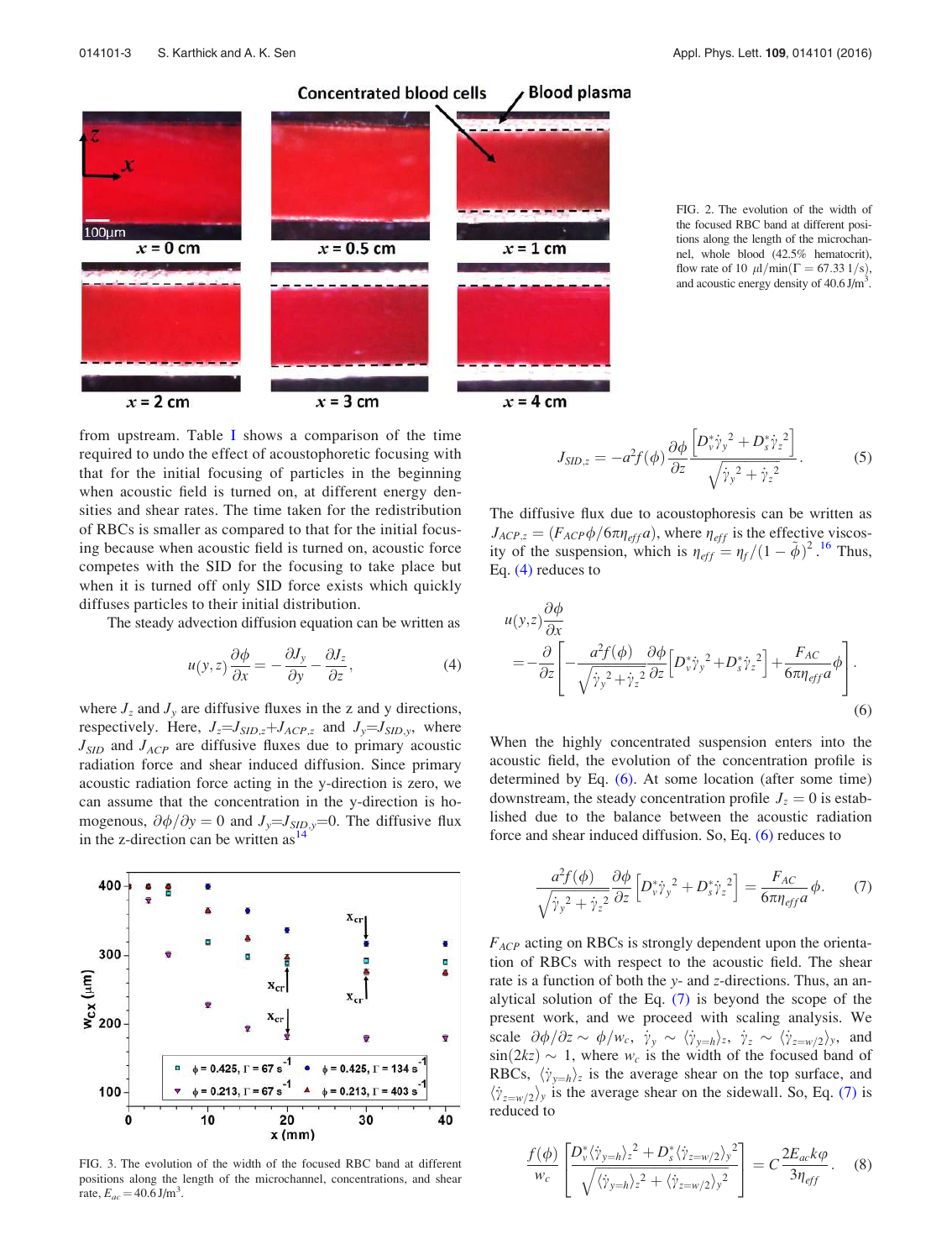FIG. 2. The evolution of the width of the focused RBC band at different positions along the length of the microchannel, whole blood (42.5% hematocrit), flow rate of 10 $\mu$l/min($\Gamma = 67.33$ 1/s), and acoustic energy density of 40.6 J/m$^3$.

from upstream. Table I shows a comparison of the time required to undo the effect of acoustophoretic focusing with that for the initial focusing of particles in the beginning when acoustic field is turned on, at different energy densities and shear rates. The time taken for the redistribution of RBCs is smaller as compared to that for the initial focusing because when acoustic field is turned on, acoustic force competes with the SID for the focusing to take place but when it is turned off only SID force exists which quickly diffuses particles to their initial distribution.

The steady advection diffusion equation can be written as

$$u(y,z)\frac{\partial \phi}{\partial x} = -\frac{\partial J_y}{\partial y} - \frac{\partial J_z}{\partial z}, \tag{4}$$

where $J_z$ and $J_y$ are diffusive fluxes in the z and y directions, respectively. Here, $J_z = J_{SID,z} + J_{ACP,z}$ and $J_y = J_{SID,y}$, where $J_{SID}$ and $J_{ACP}$ are diffusive fluxes due to primary acoustic radiation force and shear induced diffusion. Since primary acoustic radiation force acting in the y-direction is zero, we can assume that the concentration in the y-direction is homogenous, $\partial\phi/\partial y = 0$ and $J_y = J_{SID,y} = 0$. The diffusive flux in the z-direction can be written as[14]

$$J_{SID,z} = -a^2 f(\phi)\frac{\partial \phi}{\partial z}\frac{\left[D_v^* \dot{\gamma}_y{}^2 + D_s^* \dot{\gamma}_z{}^2\right]}{\sqrt{\dot{\gamma}_y{}^2 + \dot{\gamma}_z{}^2}}. \tag{5}$$

The diffusive flux due to acoustophoresis can be written as $J_{ACP,z} = (F_{ACP}\phi/6\pi\eta_{eff}a)$, where $\eta_{eff}$ is the effective viscosity of the suspension, which is $\eta_{eff} = \eta_f/(1-\bar{\phi})^2$.[16] Thus, Eq. (4) reduces to

$$u(y,z)\frac{\partial \phi}{\partial x} = -\frac{\partial}{\partial z}\left[-\frac{a^2 f(\phi)}{\sqrt{\dot{\gamma}_y{}^2 + \dot{\gamma}_z{}^2}}\frac{\partial \phi}{\partial z}\left[D_v^* \dot{\gamma}_y{}^2 + D_s^* \dot{\gamma}_z{}^2\right] + \frac{F_{AC}}{6\pi\eta_{eff}a}\phi\right]. \tag{6}$$

When the highly concentrated suspension enters into the acoustic field, the evolution of the concentration profile is determined by Eq. (6). At some location (after some time) downstream, the steady concentration profile $J_z = 0$ is established due to the balance between the acoustic radiation force and shear induced diffusion. So, Eq. (6) reduces to

$$\frac{a^2 f(\phi)}{\sqrt{\dot{\gamma}_y{}^2 + \dot{\gamma}_z{}^2}}\frac{\partial \phi}{\partial z}\left[D_v^* \dot{\gamma}_y{}^2 + D_s^* \dot{\gamma}_z{}^2\right] = \frac{F_{AC}}{6\pi\eta_{eff}a}\phi. \tag{7}$$

$F_{ACP}$ acting on RBCs is strongly dependent upon the orientation of RBCs with respect to the acoustic field. The shear rate is a function of both the y- and z-directions. Thus, an analytical solution of the Eq. (7) is beyond the scope of the present work, and we proceed with scaling analysis. We scale $\partial\phi/\partial z \sim \phi/w_c$, $\dot{\gamma}_y \sim \langle\dot{\gamma}_{y=h}\rangle_z$, $\dot{\gamma}_z \sim \langle\dot{\gamma}_{z=w/2}\rangle_y$, and $\sin(2kz) \sim 1$, where $w_c$ is the width of the focused band of RBCs, $\langle\dot{\gamma}_{y=h}\rangle_z$ is the average shear on the top surface, and $\langle\dot{\gamma}_{z=w/2}\rangle_y$ is the average shear on the sidewall. So, Eq. (7) is reduced to

$$\frac{f(\phi)}{w_c}\left[\frac{D_v^*\langle\dot{\gamma}_{y=h}\rangle_z{}^2 + D_s^*\langle\dot{\gamma}_{z=w/2}\rangle_y{}^2}{\sqrt{\langle\dot{\gamma}_{y=h}\rangle_z{}^2 + \langle\dot{\gamma}_{z=w/2}\rangle_y{}^2}}\right] = C\frac{2E_{ac}k\varphi}{3\eta_{eff}}. \tag{8}$$

FIG. 3. The evolution of the width of the focused RBC band at different positions along the length of the microchannel, concentrations, and shear rate, $E_{ac} = 40.6$ J/m$^3$.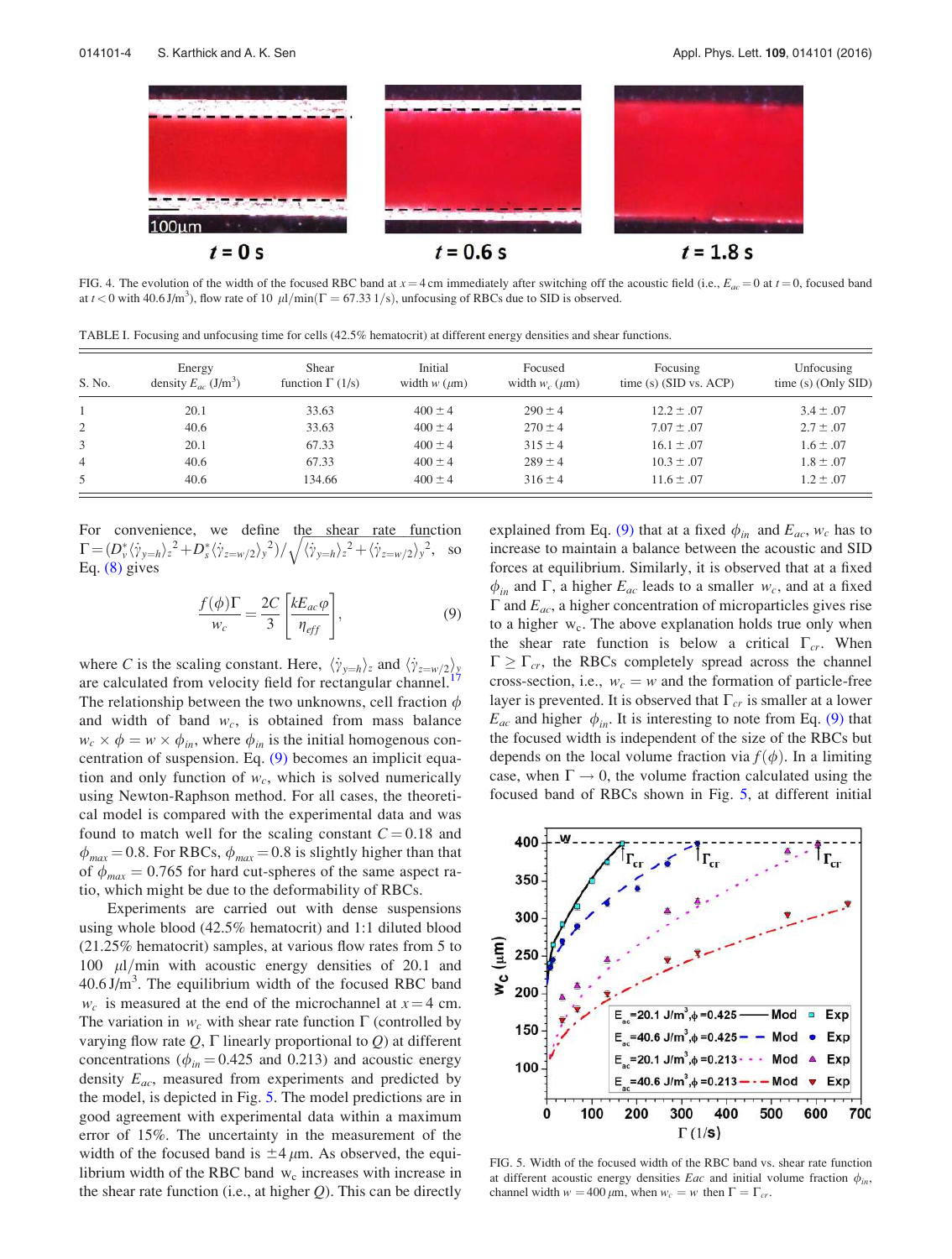FIG. 4. The evolution of the width of the focused RBC band at $x = 4$ cm immediately after switching off the acoustic field (i.e., $E_{ac} = 0$ at $t = 0$, focused band at $t < 0$ with 40.6 J/m$^3$), flow rate of 10 $\mu$l/min($\Gamma = 67.33$ 1/s), unfocusing of RBCs due to SID is observed.

TABLE I. Focusing and unfocusing time for cells (42.5% hematocrit) at different energy densities and shear functions.

| S. No. | Energy density $E_{ac}$ (J/m$^3$) | Shear function $\Gamma$ (1/s) | Initial width $w$ ($\mu$m) | Focused width $w_c$ ($\mu$m) | Focusing time (s) (SID vs. ACP) | Unfocusing time (s) (Only SID) |
|---|---|---|---|---|---|---|
| 1 | 20.1 | 33.63 | 400 ± 4 | 290 ± 4 | 12.2 ± .07 | 3.4 ± .07 |
| 2 | 40.6 | 33.63 | 400 ± 4 | 270 ± 4 | 7.07 ± .07 | 2.7 ± .07 |
| 3 | 20.1 | 67.33 | 400 ± 4 | 315 ± 4 | 16.1 ± .07 | 1.6 ± .07 |
| 4 | 40.6 | 67.33 | 400 ± 4 | 289 ± 4 | 10.3 ± .07 | 1.8 ± .07 |
| 5 | 40.6 | 134.66 | 400 ± 4 | 316 ± 4 | 11.6 ± .07 | 1.2 ± .07 |

For convenience, we define the shear rate function $\Gamma = (D_v^* \langle \dot{\gamma}_{y=h} \rangle_z{}^2 + D_s^* \langle \dot{\gamma}_{z=w/2} \rangle_y{}^2) / \sqrt{\langle \dot{\gamma}_{y=h} \rangle_z{}^2 + \langle \dot{\gamma}_{z=w/2} \rangle_y{}^2}$, so Eq. (8) gives

$$\frac{f(\phi)\Gamma}{w_c} = \frac{2C}{3}\left[\frac{kE_{ac}\varphi}{\eta_{eff}}\right], \tag{9}$$

where $C$ is the scaling constant. Here, $\langle \dot{\gamma}_{y=h} \rangle_z$ and $\langle \dot{\gamma}_{z=w/2} \rangle_y$ are calculated from velocity field for rectangular channel.[17] The relationship between the two unknowns, cell fraction $\phi$ and width of band $w_c$, is obtained from mass balance $w_c \times \phi = w \times \phi_{in}$, where $\phi_{in}$ is the initial homogenous concentration of suspension. Eq. (9) becomes an implicit equation and only function of $w_c$, which is solved numerically using Newton-Raphson method. For all cases, the theoretical model is compared with the experimental data and was found to match well for the scaling constant $C = 0.18$ and $\phi_{max} = 0.8$. For RBCs, $\phi_{max} = 0.8$ is slightly higher than that of $\phi_{max} = 0.765$ for hard cut-spheres of the same aspect ratio, which might be due to the deformability of RBCs.

Experiments are carried out with dense suspensions using whole blood (42.5% hematocrit) and 1:1 diluted blood (21.25% hematocrit) samples, at various flow rates from 5 to 100 $\mu$l/min with acoustic energy densities of 20.1 and 40.6 J/m$^3$. The equilibrium width of the focused RBC band $w_c$ is measured at the end of the microchannel at $x = 4$ cm. The variation in $w_c$ with shear rate function $\Gamma$ (controlled by varying flow rate $Q$, $\Gamma$ linearly proportional to $Q$) at different concentrations ($\phi_{in} = 0.425$ and 0.213) and acoustic energy density $E_{ac}$, measured from experiments and predicted by the model, is depicted in Fig. 5. The model predictions are in good agreement with experimental data within a maximum error of 15%. The uncertainty in the measurement of the width of the focused band is $\pm 4\,\mu$m. As observed, the equilibrium width of the RBC band $w_c$ increases with increase in the shear rate function (i.e., at higher $Q$). This can be directly explained from Eq. (9) that at a fixed $\phi_{in}$ and $E_{ac}$, $w_c$ has to increase to maintain a balance between the acoustic and SID forces at equilibrium. Similarly, it is observed that at a fixed $\phi_{in}$ and $\Gamma$, a higher $E_{ac}$ leads to a smaller $w_c$, and at a fixed $\Gamma$ and $E_{ac}$, a higher concentration of microparticles gives rise to a higher $w_c$. The above explanation holds true only when the shear rate function is below a critical $\Gamma_{cr}$. When $\Gamma \geq \Gamma_{cr}$, the RBCs completely spread across the channel cross-section, i.e., $w_c = w$ and the formation of particle-free layer is prevented. It is observed that $\Gamma_{cr}$ is smaller at a lower $E_{ac}$ and higher $\phi_{in}$. It is interesting to note from Eq. (9) that the focused width is independent of the size of the RBCs but depends on the local volume fraction via $f(\phi)$. In a limiting case, when $\Gamma \to 0$, the volume fraction calculated using the focused band of RBCs shown in Fig. 5, at different initial

FIG. 5. Width of the focused width of the RBC band vs. shear rate function at different acoustic energy densities $Eac$ and initial volume fraction $\phi_{in}$, channel width $w = 400\,\mu$m, when $w_c = w$ then $\Gamma = \Gamma_{cr}$.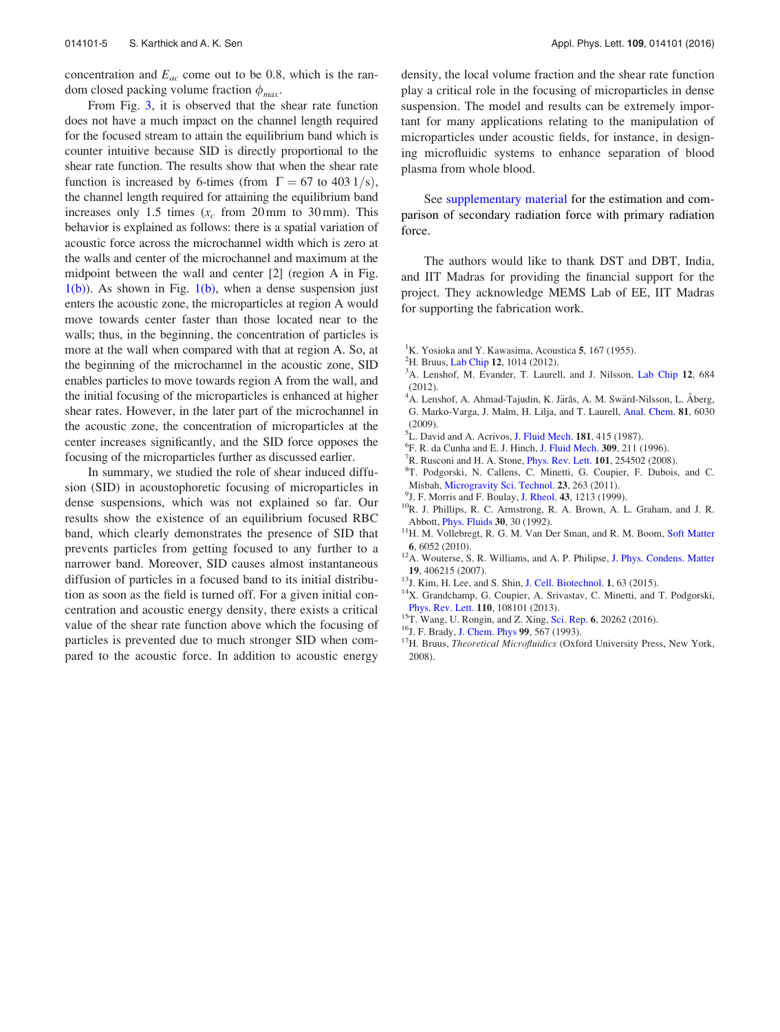concentration and $E_{ac}$ come out to be 0.8, which is the random closed packing volume fraction $\phi_{max}$.

From Fig. 3, it is observed that the shear rate function does not have a much impact on the channel length required for the focused stream to attain the equilibrium band which is counter intuitive because SID is directly proportional to the shear rate function. The results show that when the shear rate function is increased by 6-times (from $\Gamma = 67$ to $403\,1/\mathrm{s}$), the channel length required for attaining the equilibrium band increases only 1.5 times ($x_c$ from 20 mm to 30 mm). This behavior is explained as follows: there is a spatial variation of acoustic force across the microchannel width which is zero at the walls and center of the microchannel and maximum at the midpoint between the wall and center [2] (region A in Fig. 1(b)). As shown in Fig. 1(b), when a dense suspension just enters the acoustic zone, the microparticles at region A would move towards center faster than those located near to the walls; thus, in the beginning, the concentration of particles is more at the wall when compared with that at region A. So, at the beginning of the microchannel in the acoustic zone, SID enables particles to move towards region A from the wall, and the initial focusing of the microparticles is enhanced at higher shear rates. However, in the later part of the microchannel in the acoustic zone, the concentration of microparticles at the center increases significantly, and the SID force opposes the focusing of the microparticles further as discussed earlier.

In summary, we studied the role of shear induced diffusion (SID) in acoustophoretic focusing of microparticles in dense suspensions, which was not explained so far. Our results show the existence of an equilibrium focused RBC band, which clearly demonstrates the presence of SID that prevents particles from getting focused to any further to a narrower band. Moreover, SID causes almost instantaneous diffusion of particles in a focused band to its initial distribution as soon as the field is turned off. For a given initial concentration and acoustic energy density, there exists a critical value of the shear rate function above which the focusing of particles is prevented due to much stronger SID when compared to the acoustic force. In addition to acoustic energy density, the local volume fraction and the shear rate function play a critical role in the focusing of microparticles in dense suspension. The model and results can be extremely important for many applications relating to the manipulation of microparticles under acoustic fields, for instance, in designing microfluidic systems to enhance separation of blood plasma from whole blood.

See supplementary material for the estimation and comparison of secondary radiation force with primary radiation force.

The authors would like to thank DST and DBT, India, and IIT Madras for providing the financial support for the project. They acknowledge MEMS Lab of EE, IIT Madras for supporting the fabrication work.

[1]K. Yosioka and Y. Kawasima, Acoustica **5**, 167 (1955).
[2]H. Bruus, Lab Chip **12**, 1014 (2012).
[3]A. Lenshof, M. Evander, T. Laurell, and J. Nilsson, Lab Chip **12**, 684 (2012).
[4]A. Lenshof, A. Ahmad-Tajudin, K. Järås, A. M. Swärd-Nilsson, L. Åberg, G. Marko-Varga, J. Malm, H. Lilja, and T. Laurell, Anal. Chem. **81**, 6030 (2009).
[5]L. David and A. Acrivos, J. Fluid Mech. **181**, 415 (1987).
[6]F. R. da Cunha and E. J. Hinch, J. Fluid Mech. **309**, 211 (1996).
[7]R. Rusconi and H. A. Stone, Phys. Rev. Lett. **101**, 254502 (2008).
[8]T. Podgorski, N. Callens, C. Minetti, G. Coupier, F. Dubois, and C. Misbah, Microgravity Sci. Technol. **23**, 263 (2011).
[9]J. F. Morris and F. Boulay, J. Rheol. **43**, 1213 (1999).
[10]R. J. Phillips, R. C. Armstrong, R. A. Brown, A. L. Graham, and J. R. Abbott, Phys. Fluids **30**, 30 (1992).
[11]H. M. Vollebregt, R. G. M. Van Der Sman, and R. M. Boom, Soft Matter **6**, 6052 (2010).
[12]A. Wouterse, S. R. Williams, and A. P. Philipse, J. Phys. Condens. Matter **19**, 406215 (2007).
[13]J. Kim, H. Lee, and S. Shin, J. Cell. Biotechnol. **1**, 63 (2015).
[14]X. Grandchamp, G. Coupier, A. Srivastav, C. Minetti, and T. Podgorski, Phys. Rev. Lett. **110**, 108101 (2013).
[15]T. Wang, U. Rongin, and Z. Xing, Sci. Rep. **6**, 20262 (2016).
[16]J. F. Brady, J. Chem. Phys **99**, 567 (1993).
[17]H. Bruus, *Theoretical Microfluidics* (Oxford University Press, New York, 2008).